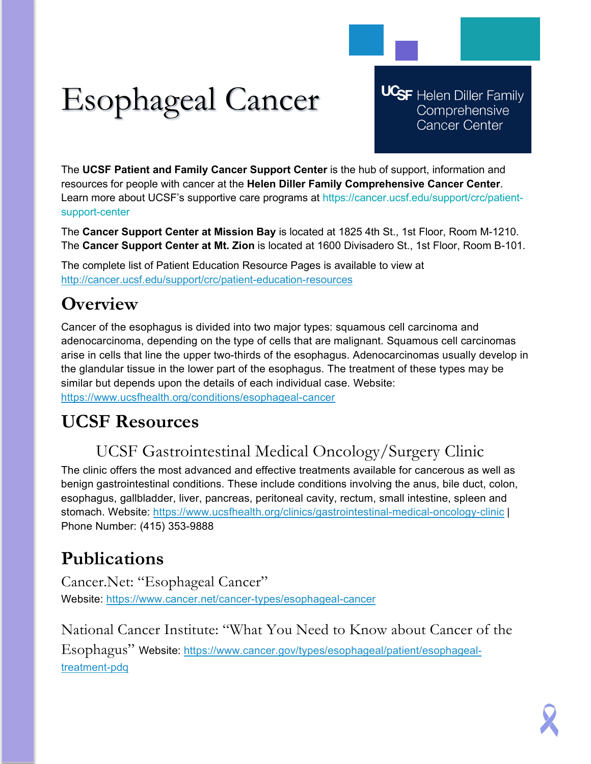# Esophageal Cancer

UCSF Helen Diller Family Comprehensive Cancer Center

The **UCSF Patient and Family Cancer Support Center** is the hub of support, information and resources for people with cancer at the **Helen Diller Family Comprehensive Cancer Center**. Learn more about UCSF's supportive care programs at https://cancer.ucsf.edu/support/crc/patient-support-center

The **Cancer Support Center at Mission Bay** is located at 1825 4th St., 1st Floor, Room M-1210. The **Cancer Support Center at Mt. Zion** is located at 1600 Divisadero St., 1st Floor, Room B-101.

The complete list of Patient Education Resource Pages is available to view at http://cancer.ucsf.edu/support/crc/patient-education-resources

## Overview

Cancer of the esophagus is divided into two major types: squamous cell carcinoma and adenocarcinoma, depending on the type of cells that are malignant. Squamous cell carcinomas arise in cells that line the upper two-thirds of the esophagus. Adenocarcinomas usually develop in the glandular tissue in the lower part of the esophagus. The treatment of these types may be similar but depends upon the details of each individual case. Website: https://www.ucsfhealth.org/conditions/esophageal-cancer

## UCSF Resources

### UCSF Gastrointestinal Medical Oncology/Surgery Clinic

The clinic offers the most advanced and effective treatments available for cancerous as well as benign gastrointestinal conditions. These include conditions involving the anus, bile duct, colon, esophagus, gallbladder, liver, pancreas, peritoneal cavity, rectum, small intestine, spleen and stomach. Website: https://www.ucsfhealth.org/clinics/gastrointestinal-medical-oncology-clinic | Phone Number: (415) 353-9888

## Publications

### Cancer.Net: "Esophageal Cancer"

Website: https://www.cancer.net/cancer-types/esophageal-cancer

### National Cancer Institute: "What You Need to Know about Cancer of the Esophagus"

Website: https://www.cancer.gov/types/esophageal/patient/esophageal-treatment-pdq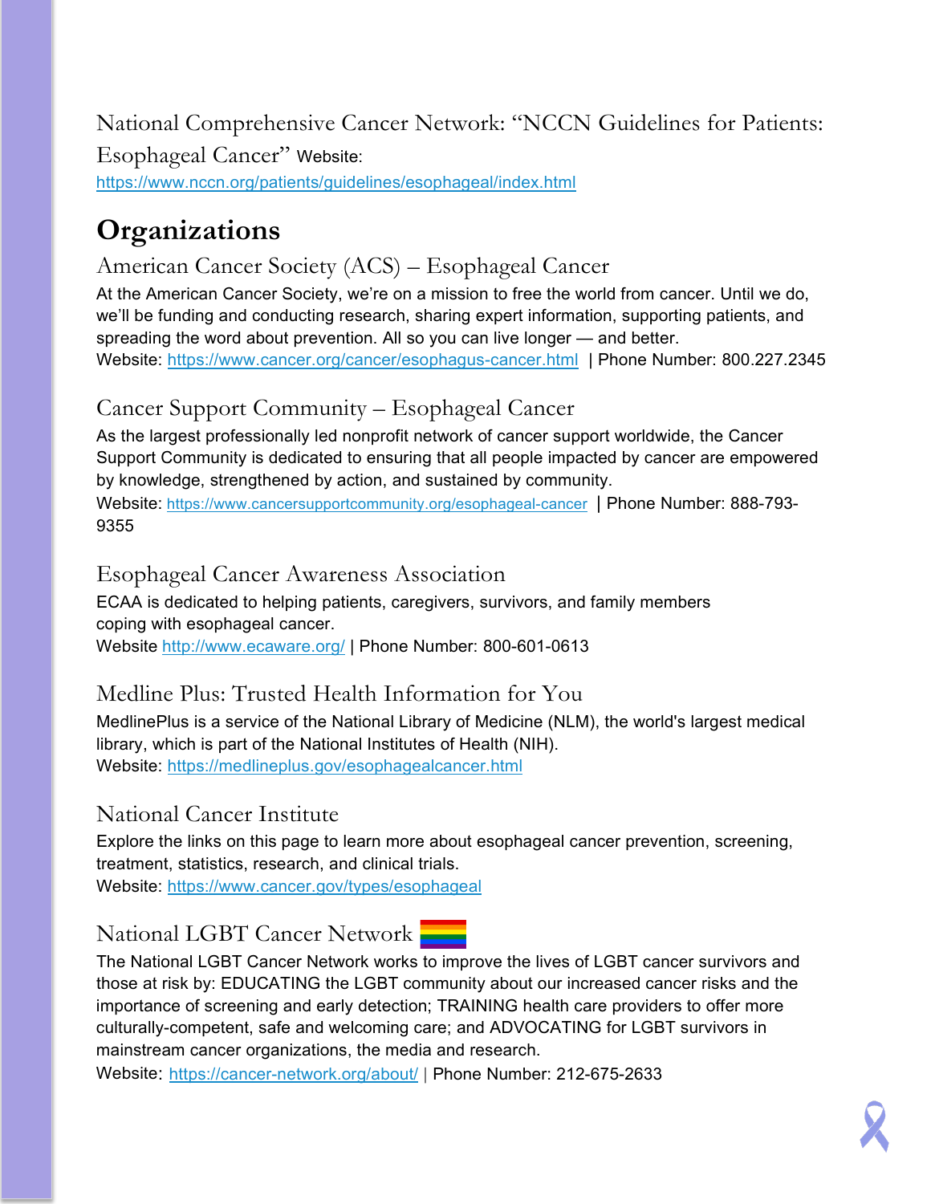National Comprehensive Cancer Network: "NCCN Guidelines for Patients: Esophageal Cancer" Website: https://www.nccn.org/patients/guidelines/esophageal/index.html

# Organizations

### American Cancer Society (ACS) – Esophageal Cancer

At the American Cancer Society, we're on a mission to free the world from cancer. Until we do, we'll be funding and conducting research, sharing expert information, supporting patients, and spreading the word about prevention. All so you can live longer — and better.
Website: https://www.cancer.org/cancer/esophagus-cancer.html | Phone Number: 800.227.2345

### Cancer Support Community – Esophageal Cancer

As the largest professionally led nonprofit network of cancer support worldwide, the Cancer Support Community is dedicated to ensuring that all people impacted by cancer are empowered by knowledge, strengthened by action, and sustained by community.
Website: https://www.cancersupportcommunity.org/esophageal-cancer | Phone Number: 888-793-9355

### Esophageal Cancer Awareness Association

ECAA is dedicated to helping patients, caregivers, survivors, and family members coping with esophageal cancer.
Website http://www.ecaware.org/ | Phone Number: 800-601-0613

### Medline Plus: Trusted Health Information for You

MedlinePlus is a service of the National Library of Medicine (NLM), the world's largest medical library, which is part of the National Institutes of Health (NIH).
Website: https://medlineplus.gov/esophagealcancer.html

### National Cancer Institute

Explore the links on this page to learn more about esophageal cancer prevention, screening, treatment, statistics, research, and clinical trials.
Website: https://www.cancer.gov/types/esophageal

### National LGBT Cancer Network

The National LGBT Cancer Network works to improve the lives of LGBT cancer survivors and those at risk by: EDUCATING the LGBT community about our increased cancer risks and the importance of screening and early detection; TRAINING health care providers to offer more culturally-competent, safe and welcoming care; and ADVOCATING for LGBT survivors in mainstream cancer organizations, the media and research.
Website: https://cancer-network.org/about/ | Phone Number: 212-675-2633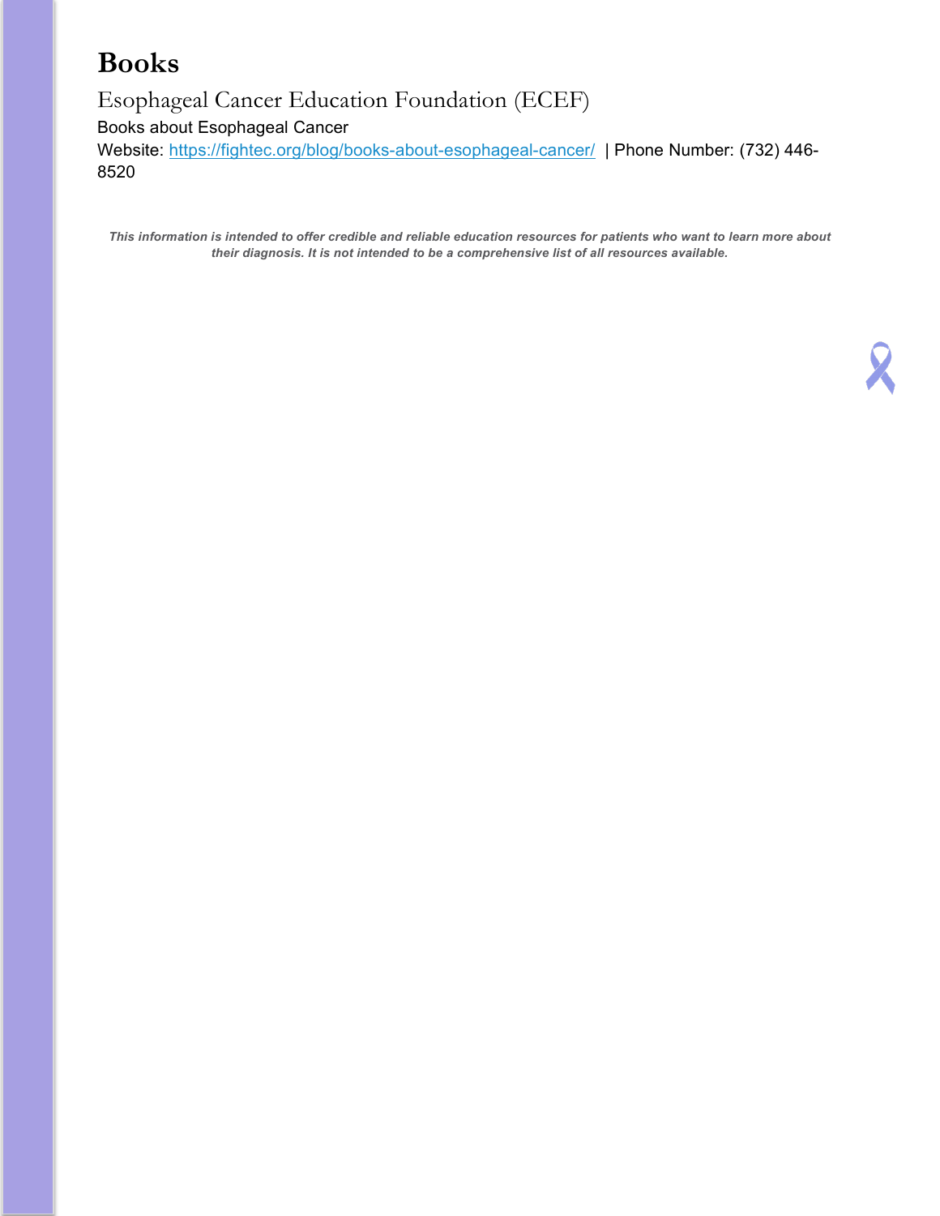# Books

## Esophageal Cancer Education Foundation (ECEF)

Books about Esophageal Cancer

Website: https://fightec.org/blog/books-about-esophageal-cancer/ | Phone Number: (732) 446-8520

***This information is intended to offer credible and reliable education resources for patients who want to learn more about their diagnosis. It is not intended to be a comprehensive list of all resources available.***